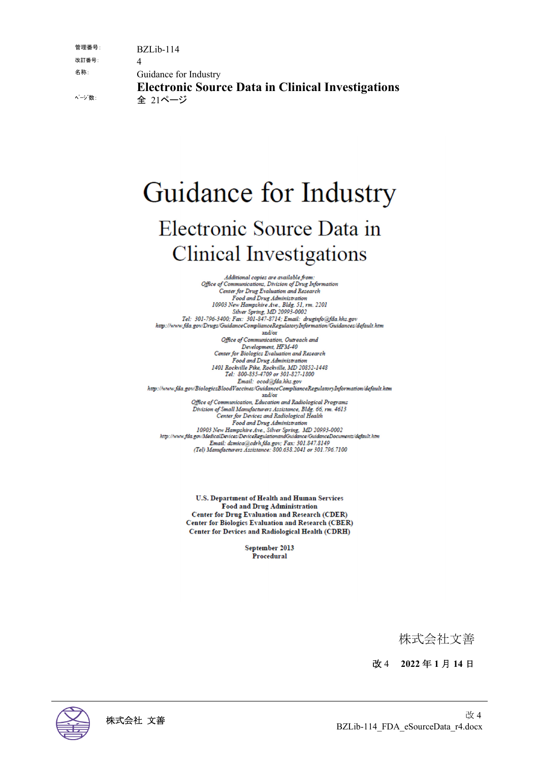| | |
|---|---|
| 管理番号: | BZLib-114 |
| 改訂番号: | 4 |
| 名称: | Guidance for Industry<br>**Electronic Source Data in Clinical Investigations** |
| ﾍﾟｰｼﾞ数: | 全 21ページ |

# Guidance for Industry

## Electronic Source Data in Clinical Investigations

*Additional copies are available from:*
*Office of Communications, Division of Drug Information*
*Center for Drug Evaluation and Research*
*Food and Drug Administration*
*10903 New Hampshire Ave., Bldg. 51, rm. 2201*
*Silver Spring, MD 20993-0002*
*Tel: 301-796-3400; Fax: 301-847-8714; Email: druginfo@fda.hhs.gov*
*http://www.fda.gov/Drugs/GuidanceComplianceRegulatoryInformation/Guidances/default.htm*
and/or
*Office of Communication, Outreach and*
*Development, HFM-40*
*Center for Biologics Evaluation and Research*
*Food and Drug Administration*
*1401 Rockville Pike, Rockville, MD 20852-1448*
*Tel: 800-835-4709 or 301-827-1800*
*Email: ocod@fda.hhs.gov*
*http://www.fda.gov/BiologicsBloodVaccines/GuidanceComplianceRegulatoryInformation/default.htm*
and/or
*Office of Communication, Education and Radiological Programs*
*Division of Small Manufacturers Assistance, Bldg. 66, rm. 4613*
*Center for Devices and Radiological Health*
*Food and Drug Administration*
*10903 New Hampshire Ave., Silver Spring, MD 20993-0002*
*http://www.fda.gov/MedicalDevices/DeviceRegulationandGuidance/GuidanceDocuments/default.htm*
*Email: dsmica@cdrh.fda.gov; Fax: 301.847.8149*
*(Tel) Manufacturers Assistance: 800.638.2041 or 301.796.7100*

**U.S. Department of Health and Human Services**
**Food and Drug Administration**
**Center for Drug Evaluation and Research (CDER)**
**Center for Biologics Evaluation and Research (CBER)**
**Center for Devices and Radiological Health (CDRH)**

**September 2013**
**Procedural**

株式会社文善

改4　**2022 年 1 月 14 日**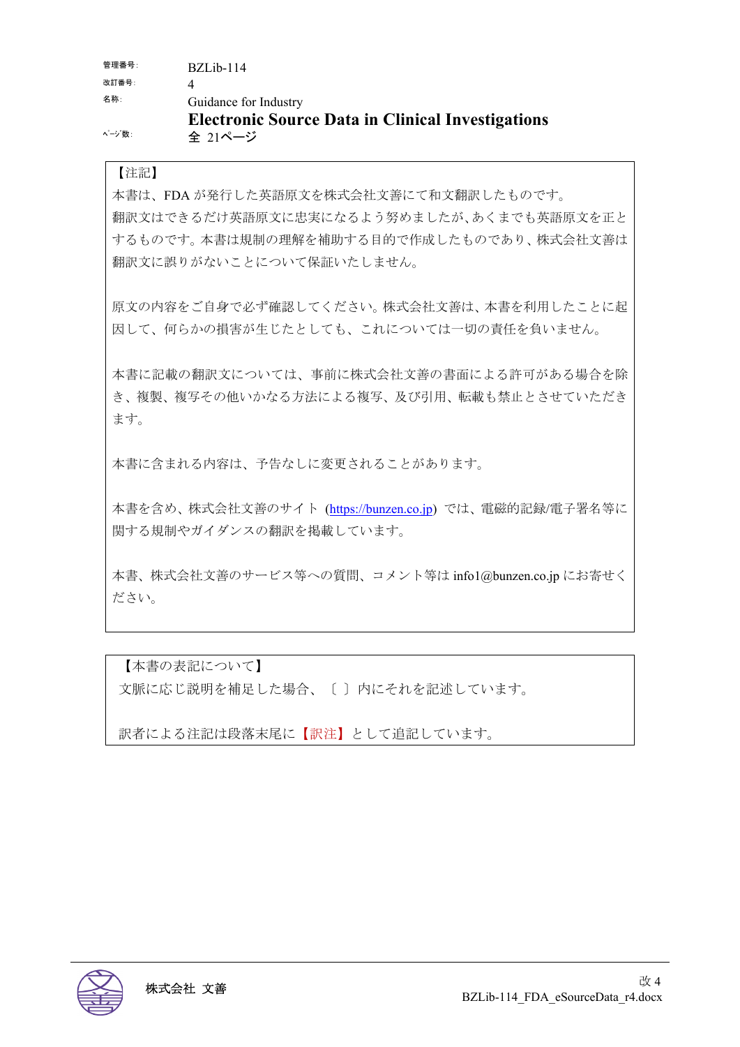管理番号: BZLib-114
改訂番号: 4
名称: Guidance for Industry
**Electronic Source Data in Clinical Investigations**
ページ数: 全 21ページ

【注記】

本書は、FDA が発行した英語原文を株式会社文善にて和文翻訳したものです。
翻訳文はできるだけ英語原文に忠実になるよう努めましたが、あくまでも英語原文を正とするものです。本書は規制の理解を補助する目的で作成したものであり、株式会社文善は翻訳文に誤りがないことについて保証いたしません。

原文の内容をご自身で必ず確認してください。株式会社文善は、本書を利用したことに起因して、何らかの損害が生じたとしても、これについては一切の責任を負いません。

本書に記載の翻訳文については、事前に株式会社文善の書面による許可がある場合を除き、複製、複写その他いかなる方法による複写、及び引用、転載も禁止とさせていただきます。

本書に含まれる内容は、予告なしに変更されることがあります。

本書を含め、株式会社文善のサイト (https://bunzen.co.jp) では、電磁的記録/電子署名等に関する規制やガイダンスの翻訳を掲載しています。

本書、株式会社文善のサービス等への質問、コメント等は info1@bunzen.co.jp にお寄せください。

【本書の表記について】

文脈に応じ説明を補足した場合、〔 〕内にそれを記述しています。

訳者による注記は段落末尾に【訳注】として追記しています。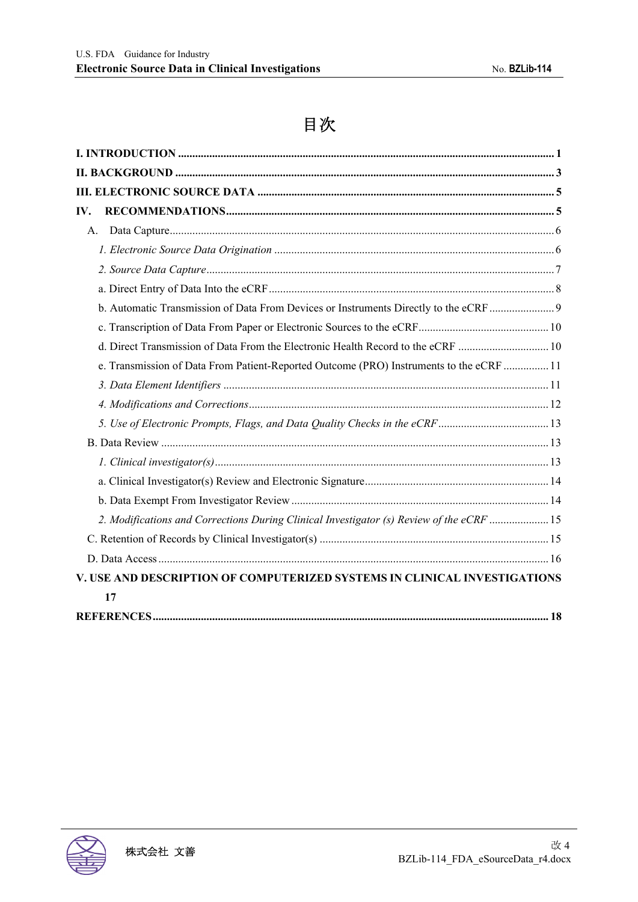# 目次

**I. INTRODUCTION** .......... **1**

**II. BACKGROUND** .......... **3**

**III. ELECTRONIC SOURCE DATA** .......... **5**

**IV. RECOMMENDATIONS** .......... **5**

A. Data Capture .......... 6

*1. Electronic Source Data Origination* .......... 6

*2. Source Data Capture* .......... 7

a. Direct Entry of Data Into the eCRF .......... 8

b. Automatic Transmission of Data From Devices or Instruments Directly to the eCRF .......... 9

c. Transcription of Data From Paper or Electronic Sources to the eCRF .......... 10

d. Direct Transmission of Data From the Electronic Health Record to the eCRF .......... 10

e. Transmission of Data From Patient-Reported Outcome (PRO) Instruments to the eCRF .......... 11

*3. Data Element Identifiers* .......... 11

*4. Modifications and Corrections* .......... 12

*5. Use of Electronic Prompts, Flags, and Data Quality Checks in the eCRF* .......... 13

B. Data Review .......... 13

*1. Clinical investigator(s)* .......... 13

a. Clinical Investigator(s) Review and Electronic Signature .......... 14

b. Data Exempt From Investigator Review .......... 14

*2. Modifications and Corrections During Clinical Investigator (s) Review of the eCRF* .......... 15

C. Retention of Records by Clinical Investigator(s) .......... 15

D. Data Access .......... 16

**V. USE AND DESCRIPTION OF COMPUTERIZED SYSTEMS IN CLINICAL INVESTIGATIONS** **17**

**REFERENCES** .......... **18**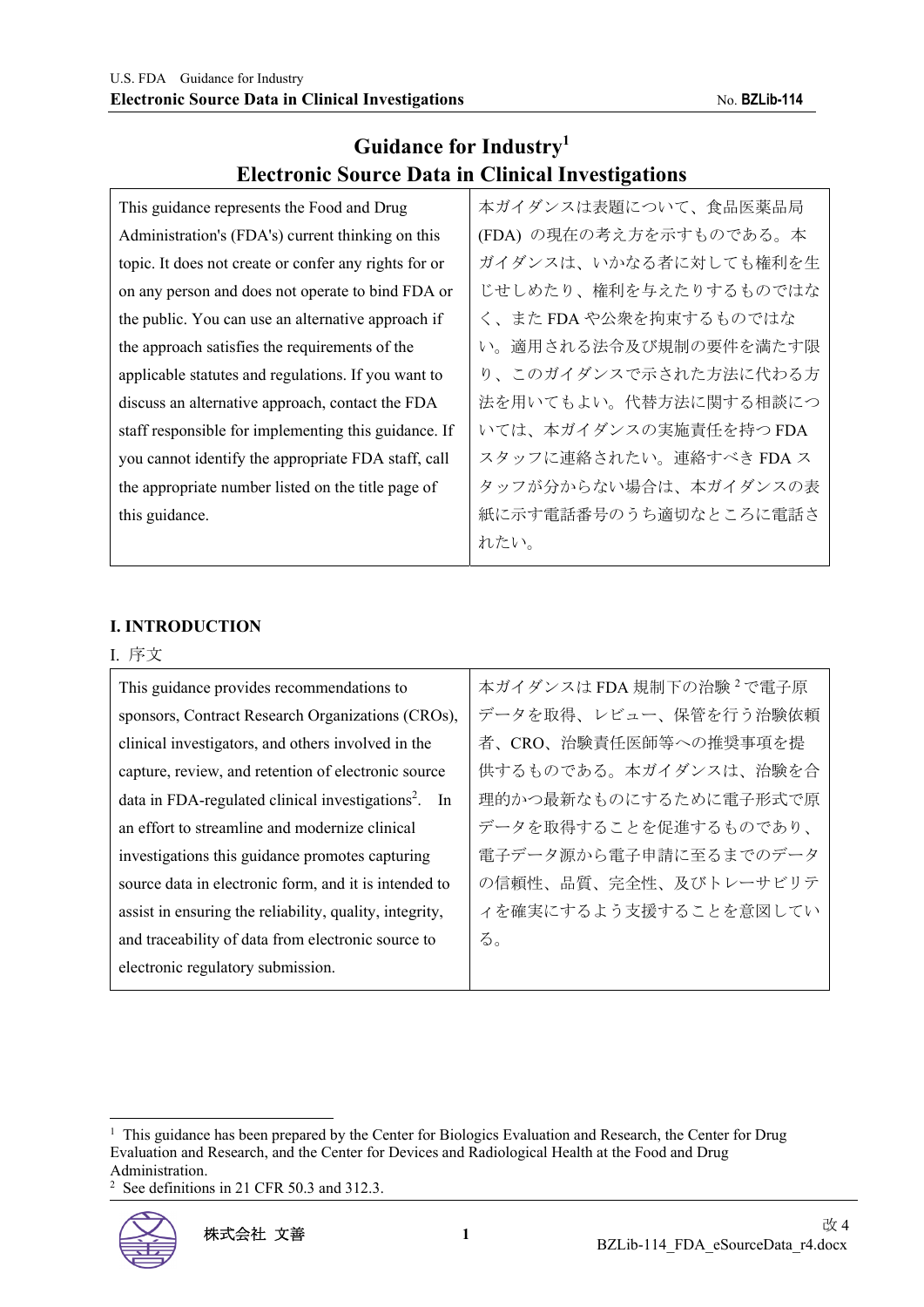# Guidance for Industry[1]
# Electronic Source Data in Clinical Investigations

| This guidance represents the Food and Drug Administration's (FDA's) current thinking on this topic. It does not create or confer any rights for or on any person and does not operate to bind FDA or the public. You can use an alternative approach if the approach satisfies the requirements of the applicable statutes and regulations. If you want to discuss an alternative approach, contact the FDA staff responsible for implementing this guidance. If you cannot identify the appropriate FDA staff, call the appropriate number listed on the title page of this guidance. | 本ガイダンスは表題について、食品医薬品局 (FDA) の現在の考え方を示すものである。本ガイダンスは、いかなる者に対しても権利を生じせしめたり、権利を与えたりするものではなく、また FDA や公衆を拘束するものではない。適用される法令及び規制の要件を満たす限り、このガイダンスで示された方法に代わる方法を用いてもよい。代替方法に関する相談については、本ガイダンスの実施責任を持つ FDA スタッフに連絡されたい。連絡すべき FDA スタッフが分からない場合は、本ガイダンスの表紙に示す電話番号のうち適切なところに電話されたい。 |
|---|---|

## I. INTRODUCTION

I. 序文

| This guidance provides recommendations to sponsors, Contract Research Organizations (CROs), clinical investigators, and others involved in the capture, review, and retention of electronic source data in FDA-regulated clinical investigations[2]. In an effort to streamline and modernize clinical investigations this guidance promotes capturing source data in electronic form, and it is intended to assist in ensuring the reliability, quality, integrity, and traceability of data from electronic source to electronic regulatory submission. | 本ガイダンスは FDA 規制下の治験[2]で電子原データを取得、レビュー、保管を行う治験依頼者、CRO、治験責任医師等への推奨事項を提供するものである。本ガイダンスは、治験を合理的かつ最新なものにするために電子形式で原データを取得することを促進するものであり、電子データ源から電子申請に至るまでのデータの信頼性、品質、完全性、及びトレーサビリティを確実にするよう支援することを意図している。 |
|---|---|

[1] This guidance has been prepared by the Center for Biologics Evaluation and Research, the Center for Drug Evaluation and Research, and the Center for Devices and Radiological Health at the Food and Drug Administration.

[2] See definitions in 21 CFR 50.3 and 312.3.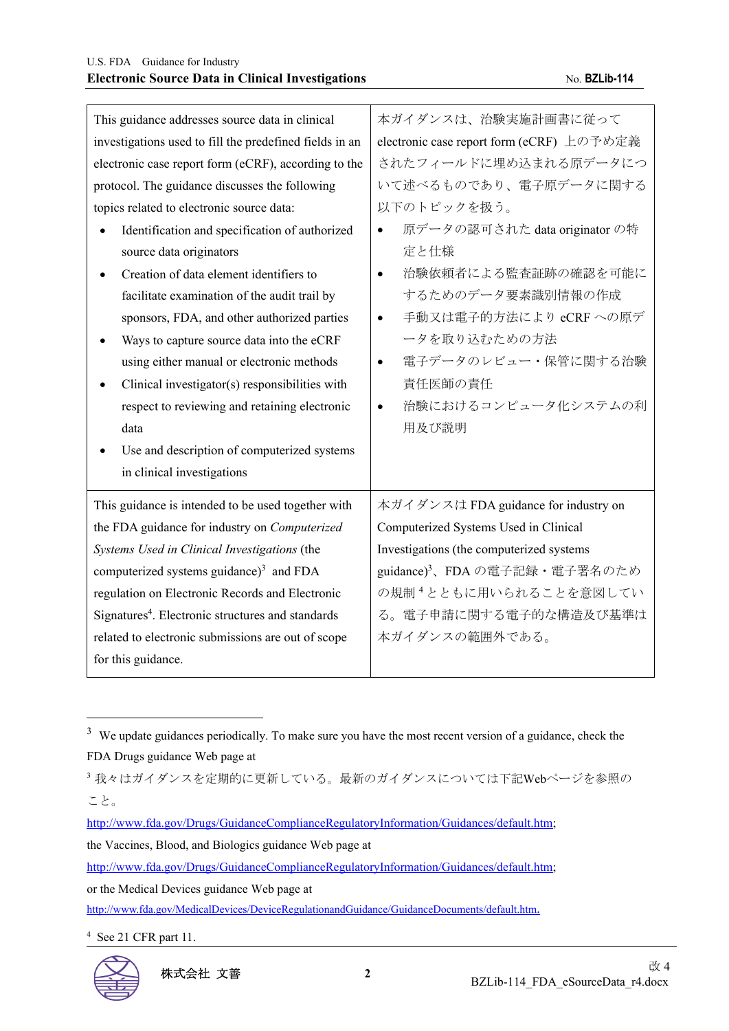| This guidance addresses source data in clinical investigations used to fill the predefined fields in an electronic case report form (eCRF), according to the protocol. The guidance discusses the following topics related to electronic source data:<br>• Identification and specification of authorized source data originators<br>• Creation of data element identifiers to facilitate examination of the audit trail by sponsors, FDA, and other authorized parties<br>• Ways to capture source data into the eCRF using either manual or electronic methods<br>• Clinical investigator(s) responsibilities with respect to reviewing and retaining electronic data<br>• Use and description of computerized systems in clinical investigations | 本ガイダンスは、治験実施計画書に従って electronic case report form (eCRF) 上の予め定義されたフィールドに埋め込まれる原データについて述べるものであり、電子原データに関する以下のトピックを扱う。<br>• 原データの認可された data originator の特定と仕様<br>• 治験依頼者による監査証跡の確認を可能にするためのデータ要素識別情報の作成<br>• 手動又は電子的方法により eCRF への原データを取り込むための方法<br>• 電子データのレビュー・保管に関する治験責任医師の責任<br>• 治験におけるコンピュータ化システムの利用及び説明 |
|---|---|
| This guidance is intended to be used together with the FDA guidance for industry on *Computerized Systems Used in Clinical Investigations* (the computerized systems guidance)[3] and FDA regulation on Electronic Records and Electronic Signatures[4]. Electronic structures and standards related to electronic submissions are out of scope for this guidance. | 本ガイダンスは FDA guidance for industry on Computerized Systems Used in Clinical Investigations (the computerized systems guidance)[3]、FDA の電子記録・電子署名のための規制[4]とともに用いられることを意図している。電子申請に関する電子的な構造及び基準は本ガイダンスの範囲外である。 |

---

[3] We update guidances periodically. To make sure you have the most recent version of a guidance, check the FDA Drugs guidance Web page at

[3] 我々はガイダンスを定期的に更新している。最新のガイダンスについては下記Webページを参照のこと。

http://www.fda.gov/Drugs/GuidanceComplianceRegulatoryInformation/Guidances/default.htm;
the Vaccines, Blood, and Biologics guidance Web page at
http://www.fda.gov/Drugs/GuidanceComplianceRegulatoryInformation/Guidances/default.htm;
or the Medical Devices guidance Web page at
http://www.fda.gov/MedicalDevices/DeviceRegulationandGuidance/GuidanceDocuments/default.htm.

[4] See 21 CFR part 11.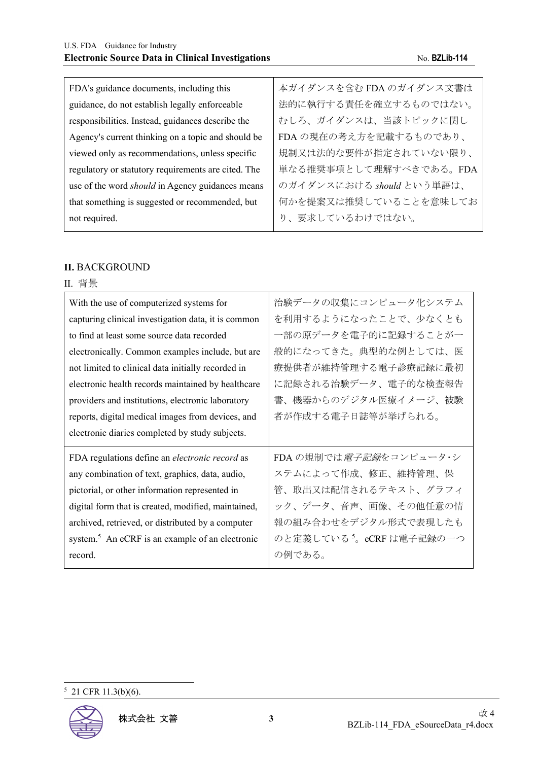| | |
|---|---|
| FDA's guidance documents, including this guidance, do not establish legally enforceable responsibilities. Instead, guidances describe the Agency's current thinking on a topic and should be viewed only as recommendations, unless specific regulatory or statutory requirements are cited. The use of the word *should* in Agency guidances means that something is suggested or recommended, but not required. | 本ガイダンスを含む FDA のガイダンス文書は法的に執行する責任を確立するものではない。むしろ、ガイダンスは、当該トピックに関しFDA の現在の考え方を記載するものであり、規制又は法的な要件が指定されていない限り、単なる推奨事項として理解すべきである。FDA のガイダンスにおける *should* という単語は、何かを提案又は推奨していることを意味しており、要求しているわけではない。 |

## **II.** BACKGROUND

## II. 背景

| | |
|---|---|
| With the use of computerized systems for capturing clinical investigation data, it is common to find at least some source data recorded electronically. Common examples include, but are not limited to clinical data initially recorded in electronic health records maintained by healthcare providers and institutions, electronic laboratory reports, digital medical images from devices, and electronic diaries completed by study subjects. | 治験データの収集にコンピュータ化システムを利用するようになったことで、少なくとも一部の原データを電子的に記録することが一般的になってきた。典型的な例としては、医療提供者が維持管理する電子診療記録に最初に記録される治験データ、電子的な検査報告書、機器からのデジタル医療イメージ、被験者が作成する電子日誌等が挙げられる。 |
| FDA regulations define an *electronic record* as any combination of text, graphics, data, audio, pictorial, or other information represented in digital form that is created, modified, maintained, archived, retrieved, or distributed by a computer system.[5] An eCRF is an example of an electronic record. | FDA の規制では*電子記録*をコンピュータ･システムによって作成、修正、維持管理、保管、取出又は配信されるテキスト、グラフィック、データ、音声、画像、その他任意の情報の組み合わせをデジタル形式で表現したものと定義している[5]。eCRF は電子記録の一つの例である。 |

[5] 21 CFR 11.3(b)(6).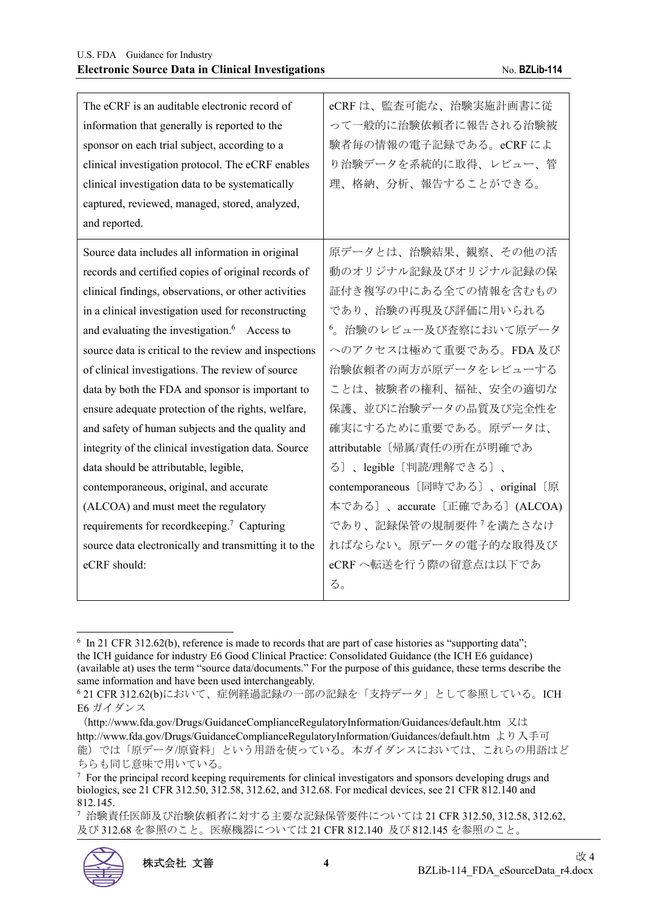| The eCRF is an auditable electronic record of information that generally is reported to the sponsor on each trial subject, according to a clinical investigation protocol. The eCRF enables clinical investigation data to be systematically captured, reviewed, managed, stored, analyzed, and reported. | eCRF は、監査可能な、治験実施計画書に従って一般的に治験依頼者に報告される治験被験者毎の情報の電子記録である。eCRF により治験データを系統的に取得、レビュー、管理、格納、分析、報告することができる。 |
|---|---|
| Source data includes all information in original records and certified copies of original records of clinical findings, observations, or other activities in a clinical investigation used for reconstructing and evaluating the investigation.[6] Access to source data is critical to the review and inspections of clinical investigations. The review of source data by both the FDA and sponsor is important to ensure adequate protection of the rights, welfare, and safety of human subjects and the quality and integrity of the clinical investigation data. Source data should be attributable, legible, contemporaneous, original, and accurate (ALCOA) and must meet the regulatory requirements for recordkeeping.[7] Capturing source data electronically and transmitting it to the eCRF should: | 原データとは、治験結果、観察、その他の活動のオリジナル記録及びオリジナル記録の保証付き複写の中にある全ての情報を含むものであり、治験の再現及び評価に用いられる[6]。治験のレビュー及び査察において原データへのアクセスは極めて重要である。FDA 及び治験依頼者の両方が原データをレビューすることは、被験者の権利、福祉、安全の適切な保護、並びに治験データの品質及び完全性を確実にするために重要である。原データは、attributable〔帰属/責任の所在が明確である〕、legible〔判読/理解できる〕、contemporaneous〔同時である〕、original〔原本である〕、accurate〔正確である〕(ALCOA) であり、記録保管の規制要件[7]を満たさなければならない。原データの電子的な取得及び eCRF へ転送を行う際の留意点は以下である。 |

---

[6] In 21 CFR 312.62(b), reference is made to records that are part of case histories as "supporting data"; the ICH guidance for industry E6 Good Clinical Practice: Consolidated Guidance (the ICH E6 guidance) (available at) uses the term "source data/documents." For the purpose of this guidance, these terms describe the same information and have been used interchangeably.

[6] 21 CFR 312.62(b)において、症例経過記録の一部の記録を「支持データ」として参照している。ICH E6 ガイダンス（http://www.fda.gov/Drugs/GuidanceComplianceRegulatoryInformation/Guidances/default.htm 又は http://www.fda.gov/Drugs/GuidanceComplianceRegulatoryInformation/Guidances/default.htm より入手可能）では「原データ/原資料」という用語を使っている。本ガイダンスにおいては、これらの用語はどちらも同じ意味で用いている。

[7] For the principal record keeping requirements for clinical investigators and sponsors developing drugs and biologics, see 21 CFR 312.50, 312.58, 312.62, and 312.68. For medical devices, see 21 CFR 812.140 and 812.145.

[7] 治験責任医師及び治験依頼者に対する主要な記録保管要件については 21 CFR 312.50, 312.58, 312.62, 及び 312.68 を参照のこと。医療機器については 21 CFR 812.140 及び 812.145 を参照のこと。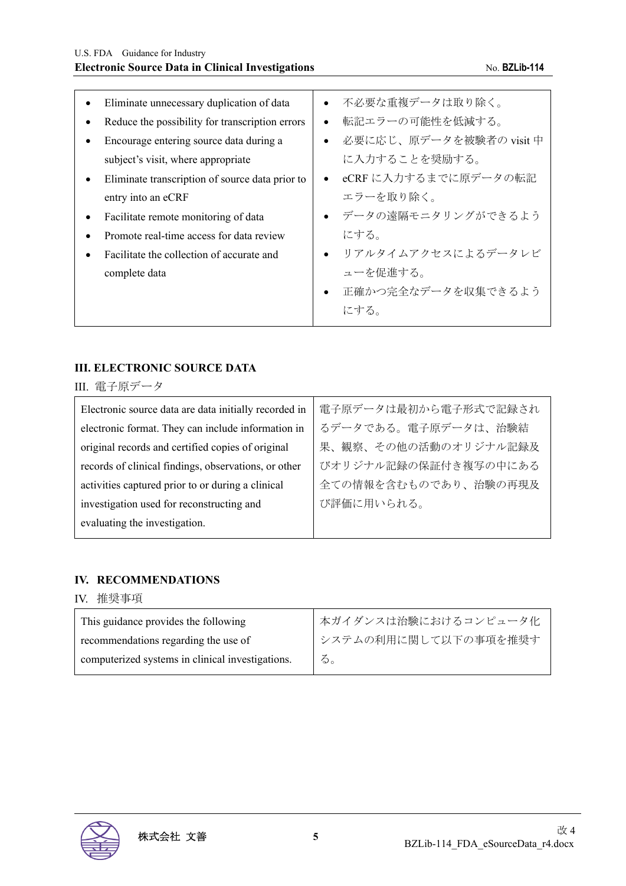| English | Japanese |
| --- | --- |
| • Eliminate unnecessary duplication of data<br>• Reduce the possibility for transcription errors<br>• Encourage entering source data during a subject's visit, where appropriate<br>• Eliminate transcription of source data prior to entry into an eCRF<br>• Facilitate remote monitoring of data<br>• Promote real-time access for data review<br>• Facilitate the collection of accurate and complete data | • 不必要な重複データは取り除く。<br>• 転記エラーの可能性を低減する。<br>• 必要に応じ、原データを被験者の visit 中に入力することを奨励する。<br>• eCRF に入力するまでに原データの転記エラーを取り除く。<br>• データの遠隔モニタリングができるようにする。<br>• リアルタイムアクセスによるデータレビューを促進する。<br>• 正確かつ完全なデータを収集できるようにする。 |

## III. ELECTRONIC SOURCE DATA

III. 電子原データ

| English | Japanese |
| --- | --- |
| Electronic source data are data initially recorded in electronic format. They can include information in original records and certified copies of original records of clinical findings, observations, or other activities captured prior to or during a clinical investigation used for reconstructing and evaluating the investigation. | 電子原データは最初から電子形式で記録されるデータである。電子原データは、治験結果、観察、その他の活動のオリジナル記録及びオリジナル記録の保証付き複写の中にある全ての情報を含むものであり、治験の再現及び評価に用いられる。 |

## IV. RECOMMENDATIONS

IV. 推奨事項

| English | Japanese |
| --- | --- |
| This guidance provides the following recommendations regarding the use of computerized systems in clinical investigations. | 本ガイダンスは治験におけるコンピュータ化システムの利用に関して以下の事項を推奨する。 |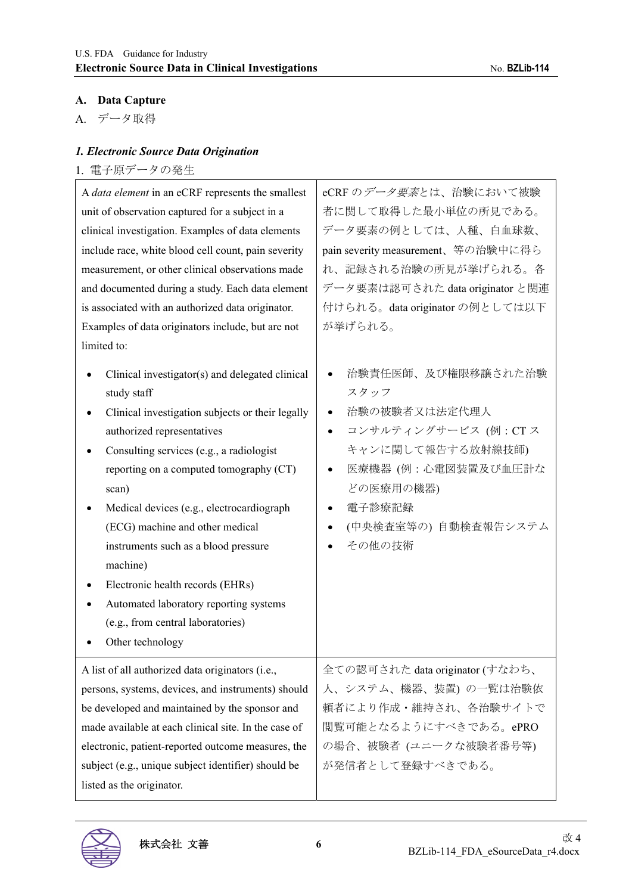## A. Data Capture

A. データ取得

### *1. Electronic Source Data Origination*

1. 電子原データの発生

| | |
|---|---|
| A *data element* in an eCRF represents the smallest unit of observation captured for a subject in a clinical investigation. Examples of data elements include race, white blood cell count, pain severity measurement, or other clinical observations made and documented during a study. Each data element is associated with an authorized data originator. Examples of data originators include, but are not limited to:<br><br>• Clinical investigator(s) and delegated clinical study staff<br>• Clinical investigation subjects or their legally authorized representatives<br>• Consulting services (e.g., a radiologist reporting on a computed tomography (CT) scan)<br>• Medical devices (e.g., electrocardiograph (ECG) machine and other medical instruments such as a blood pressure machine)<br>• Electronic health records (EHRs)<br>• Automated laboratory reporting systems (e.g., from central laboratories)<br>• Other technology | eCRF の*データ要素*とは、治験において被験者に関して取得した最小単位の所見である。データ要素の例としては、人種、白血球数、pain severity measurement、等の治験中に得られ、記録される治験の所見が挙げられる。各データ要素は認可された data originator と関連付けられる。data originator の例としては以下が挙げられる。<br><br>• 治験責任医師、及び権限移譲された治験スタッフ<br>• 治験の被験者又は法定代理人<br>• コンサルティングサービス (例：CT スキャンに関して報告する放射線技師)<br>• 医療機器 (例：心電図装置及び血圧計などの医療用の機器)<br>• 電子診療記録<br>• (中央検査室等の) 自動検査報告システム<br>• その他の技術 |
| A list of all authorized data originators (i.e., persons, systems, devices, and instruments) should be developed and maintained by the sponsor and made available at each clinical site. In the case of electronic, patient-reported outcome measures, the subject (e.g., unique subject identifier) should be listed as the originator. | 全ての認可された data originator (すなわち、人、システム、機器、装置) の一覧は治験依頼者により作成・維持され、各治験サイトで閲覧可能となるようにすべきである。ePRO の場合、被験者 (ユニークな被験者番号等) が発信者として登録すべきである。 |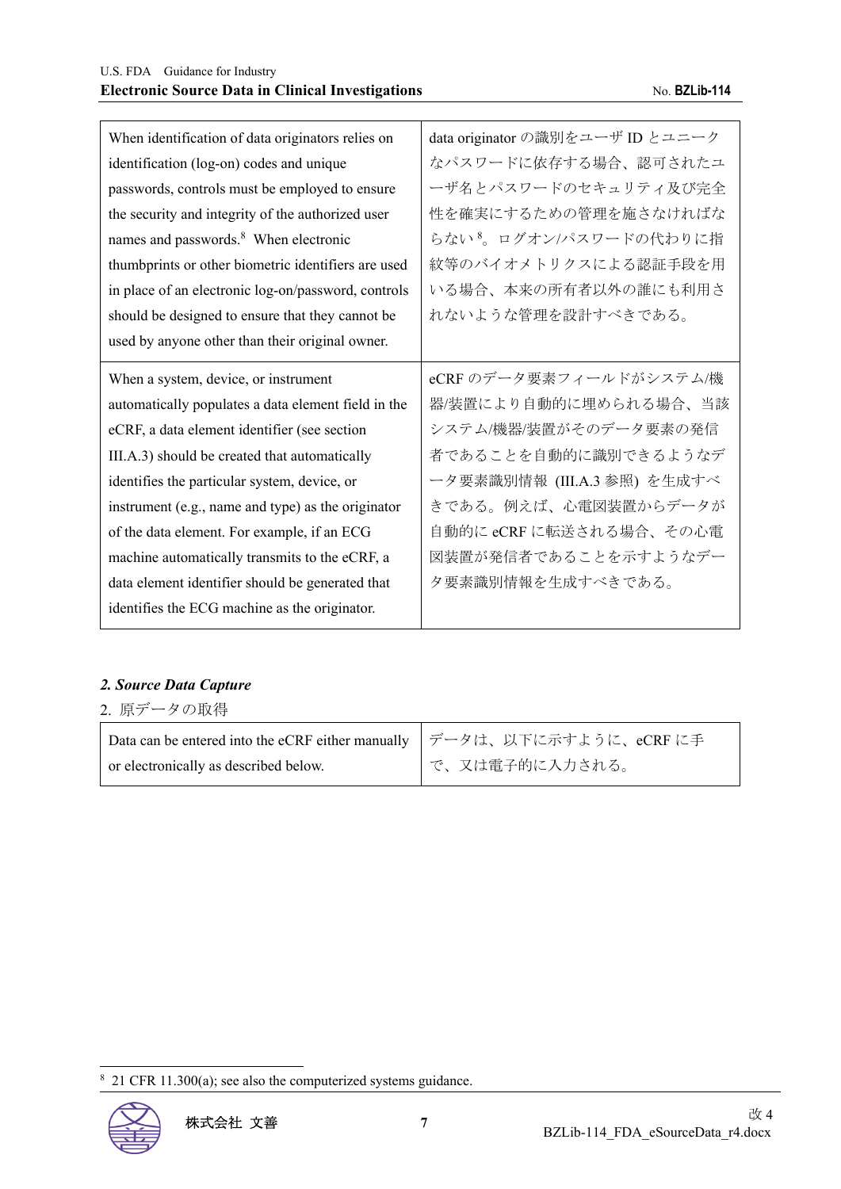| | |
|---|---|
| When identification of data originators relies on identification (log-on) codes and unique passwords, controls must be employed to ensure the security and integrity of the authorized user names and passwords.[8] When electronic thumbprints or other biometric identifiers are used in place of an electronic log-on/password, controls should be designed to ensure that they cannot be used by anyone other than their original owner. | data originator の識別をユーザ ID とユニークなパスワードに依存する場合、認可されたユーザ名とパスワードのセキュリティ及び完全性を確実にするための管理を施さなければならない[8]。ログオン/パスワードの代わりに指紋等のバイオメトリクスによる認証手段を用いる場合、本来の所有者以外の誰にも利用されないような管理を設計すべきである。 |
| When a system, device, or instrument automatically populates a data element field in the eCRF, a data element identifier (see section III.A.3) should be created that automatically identifies the particular system, device, or instrument (e.g., name and type) as the originator of the data element. For example, if an ECG machine automatically transmits to the eCRF, a data element identifier should be generated that identifies the ECG machine as the originator. | eCRF のデータ要素フィールドがシステム/機器/装置により自動的に埋められる場合、当該システム/機器/装置がそのデータ要素の発信者であることを自動的に識別できるようなデータ要素識別情報 (III.A.3 参照) を生成すべきである。例えば、心電図装置からデータが自動的に eCRF に転送される場合、その心電図装置が発信者であることを示すようなデータ要素識別情報を生成すべきである。 |

### *2. Source Data Capture*

2. 原データの取得

| | |
|---|---|
| Data can be entered into the eCRF either manually or electronically as described below. | データは、以下に示すように、eCRF に手で、又は電子的に入力される。 |

[8] 21 CFR 11.300(a); see also the computerized systems guidance.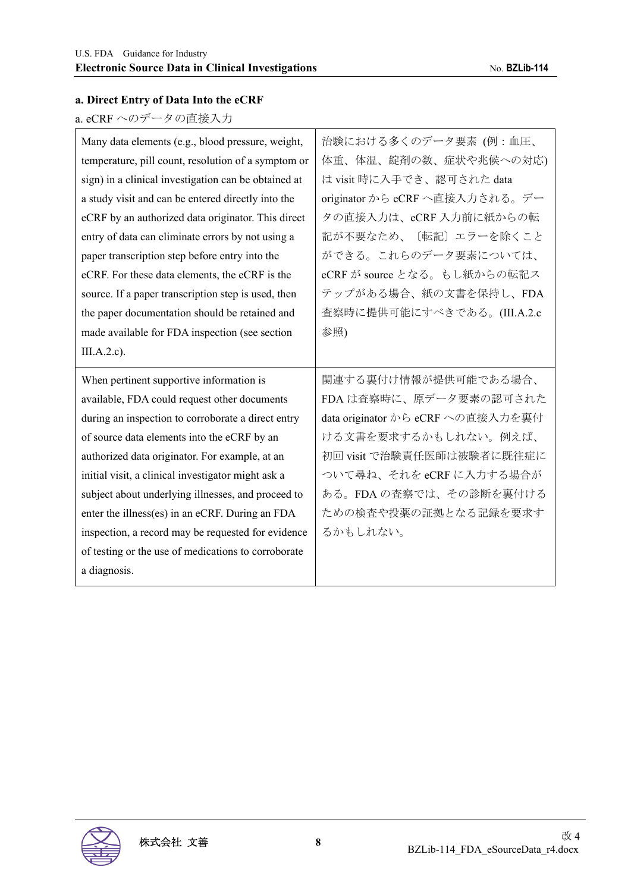**a. Direct Entry of Data Into the eCRF**

a. eCRF へのデータの直接入力

| | |
|---|---|
| Many data elements (e.g., blood pressure, weight, temperature, pill count, resolution of a symptom or sign) in a clinical investigation can be obtained at a study visit and can be entered directly into the eCRF by an authorized data originator. This direct entry of data can eliminate errors by not using a paper transcription step before entry into the eCRF. For these data elements, the eCRF is the source. If a paper transcription step is used, then the paper documentation should be retained and made available for FDA inspection (see section III.A.2.c). | 治験における多くのデータ要素 (例：血圧、体重、体温、錠剤の数、症状や兆候への対応) は visit 時に入手でき、認可された data originator から eCRF へ直接入力される。データの直接入力は、eCRF 入力前に紙からの転記が不要なため、〔転記〕エラーを除くことができる。これらのデータ要素については、eCRF が source となる。もし紙からの転記ステップがある場合、紙の文書を保持し、FDA 査察時に提供可能にすべきである。(III.A.2.c 参照) |
| When pertinent supportive information is available, FDA could request other documents during an inspection to corroborate a direct entry of source data elements into the eCRF by an authorized data originator. For example, at an initial visit, a clinical investigator might ask a subject about underlying illnesses, and proceed to enter the illness(es) in an eCRF. During an FDA inspection, a record may be requested for evidence of testing or the use of medications to corroborate a diagnosis. | 関連する裏付け情報が提供可能である場合、FDA は査察時に、原データ要素の認可された data originator から eCRF への直接入力を裏付ける文書を要求するかもしれない。例えば、初回 visit で治験責任医師は被験者に既往症について尋ね、それを eCRF に入力する場合がある。FDA の査察では、その診断を裏付けるための検査や投薬の証拠となる記録を要求するかもしれない。 |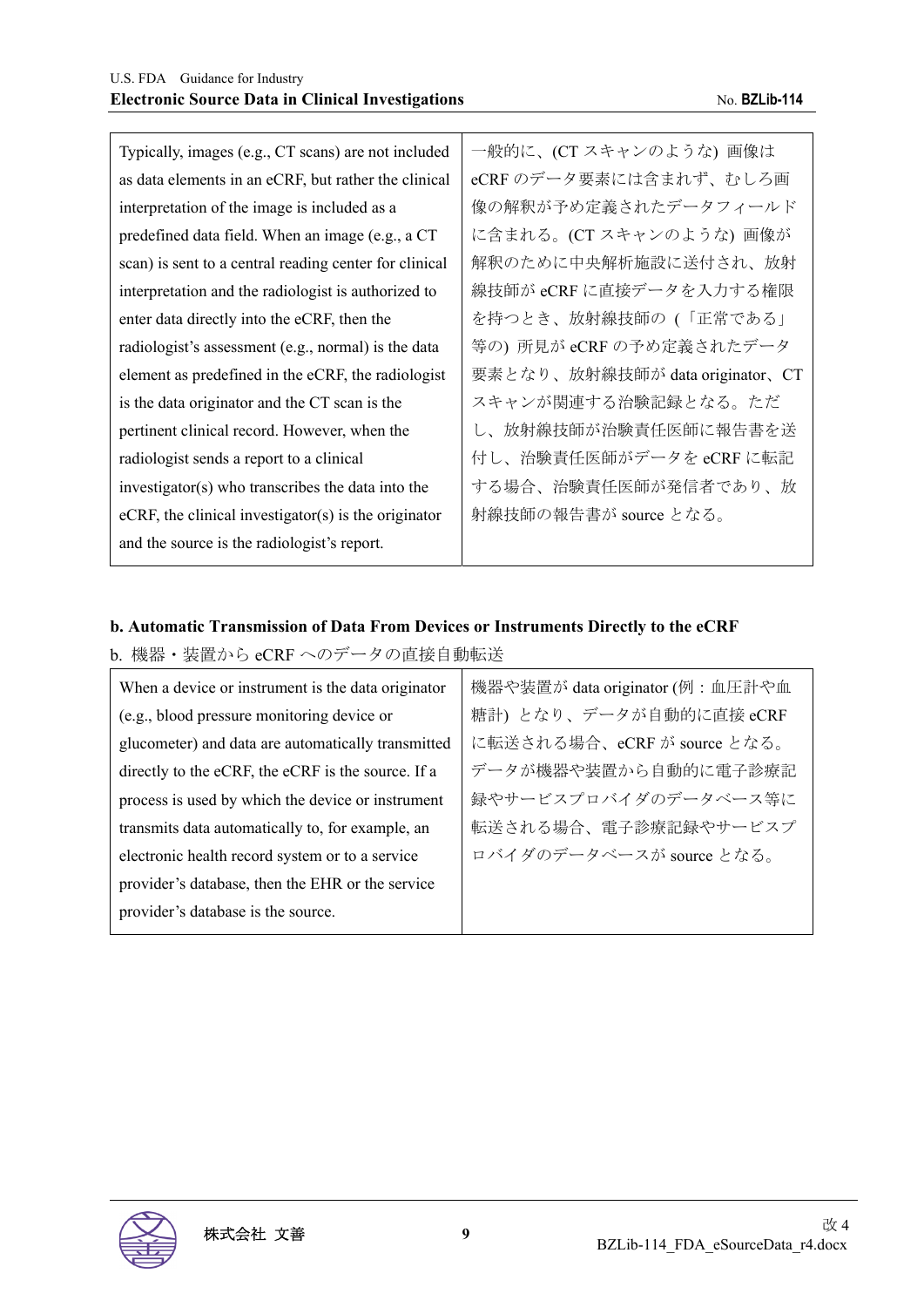| Typically, images (e.g., CT scans) are not included as data elements in an eCRF, but rather the clinical interpretation of the image is included as a predefined data field. When an image (e.g., a CT scan) is sent to a central reading center for clinical interpretation and the radiologist is authorized to enter data directly into the eCRF, then the radiologist's assessment (e.g., normal) is the data element as predefined in the eCRF, the radiologist is the data originator and the CT scan is the pertinent clinical record. However, when the radiologist sends a report to a clinical investigator(s) who transcribes the data into the eCRF, the clinical investigator(s) is the originator and the source is the radiologist's report. | 一般的に、(CT スキャンのような) 画像は eCRF のデータ要素には含まれず、むしろ画像の解釈が予め定義されたデータフィールドに含まれる。(CT スキャンのような) 画像が解釈のために中央解析施設に送付され、放射線技師が eCRF に直接データを入力する権限を持つとき、放射線技師の (「正常である」等の) 所見が eCRF の予め定義されたデータ要素となり、放射線技師が data originator、CT スキャンが関連する治験記録となる。ただし、放射線技師が治験責任医師に報告書を送付し、治験責任医師がデータを eCRF に転記する場合、治験責任医師が発信者であり、放射線技師の報告書が source となる。 |
|---|---|

**b. Automatic Transmission of Data From Devices or Instruments Directly to the eCRF**

b. 機器・装置から eCRF へのデータの直接自動転送

| When a device or instrument is the data originator (e.g., blood pressure monitoring device or glucometer) and data are automatically transmitted directly to the eCRF, the eCRF is the source. If a process is used by which the device or instrument transmits data automatically to, for example, an electronic health record system or to a service provider's database, then the EHR or the service provider's database is the source. | 機器や装置が data originator (例：血圧計や血糖計) となり、データが自動的に直接 eCRF に転送される場合、eCRF が source となる。データが機器や装置から自動的に電子診療記録やサービスプロバイダのデータベース等に転送される場合、電子診療記録やサービスプロバイダのデータベースが source となる。 |
|---|---|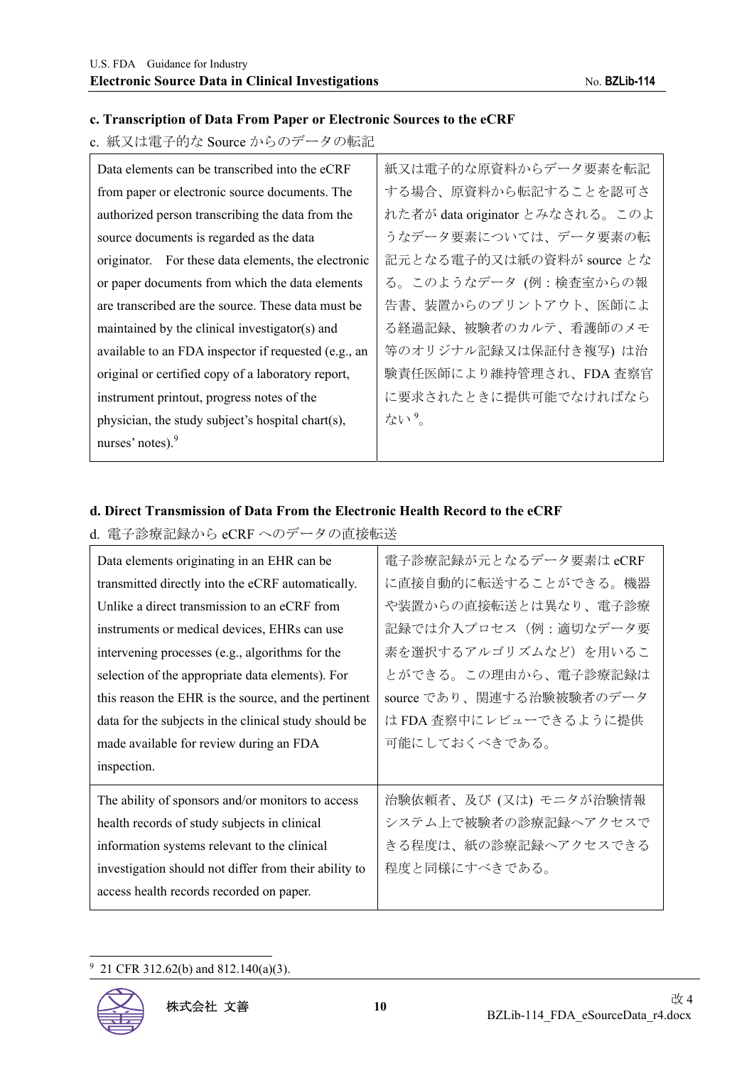### c. Transcription of Data From Paper or Electronic Sources to the eCRF

c. 紙又は電子的な Source からのデータの転記

| Data elements can be transcribed into the eCRF from paper or electronic source documents. The authorized person transcribing the data from the source documents is regarded as the data originator. For these data elements, the electronic or paper documents from which the data elements are transcribed are the source. These data must be maintained by the clinical investigator(s) and available to an FDA inspector if requested (e.g., an original or certified copy of a laboratory report, instrument printout, progress notes of the physician, the study subject's hospital chart(s), nurses' notes).[9] | 紙又は電子的な原資料からデータ要素を転記する場合、原資料から転記することを認可された者が data originator とみなされる。このようなデータ要素については、データ要素の転記元となる電子的又は紙の資料が source となる。このようなデータ (例：検査室からの報告書、装置からのプリントアウト、医師による経過記録、被験者のカルテ、看護師のメモ等のオリジナル記録又は保証付き複写) は治験責任医師により維持管理され、FDA 査察官に要求されたときに提供可能でなければならない[9]。 |
|---|---|

### d. Direct Transmission of Data From the Electronic Health Record to the eCRF

d. 電子診療記録から eCRF へのデータの直接転送

| Data elements originating in an EHR can be transmitted directly into the eCRF automatically. Unlike a direct transmission to an eCRF from instruments or medical devices, EHRs can use intervening processes (e.g., algorithms for the selection of the appropriate data elements). For this reason the EHR is the source, and the pertinent data for the subjects in the clinical study should be made available for review during an FDA inspection. | 電子診療記録が元となるデータ要素は eCRF に直接自動的に転送することができる。機器や装置からの直接転送とは異なり、電子診療記録では介入プロセス（例：適切なデータ要素を選択するアルゴリズムなど）を用いることができる。この理由から、電子診療記録は source であり、関連する治験被験者のデータは FDA 査察中にレビューできるように提供可能にしておくべきである。 |
|---|---|
| The ability of sponsors and/or monitors to access health records of study subjects in clinical information systems relevant to the clinical investigation should not differ from their ability to access health records recorded on paper. | 治験依頼者、及び (又は) モニタが治験情報システム上で被験者の診療記録へアクセスできる程度は、紙の診療記録へアクセスできる程度と同様にすべきである。 |

[9] 21 CFR 312.62(b) and 812.140(a)(3).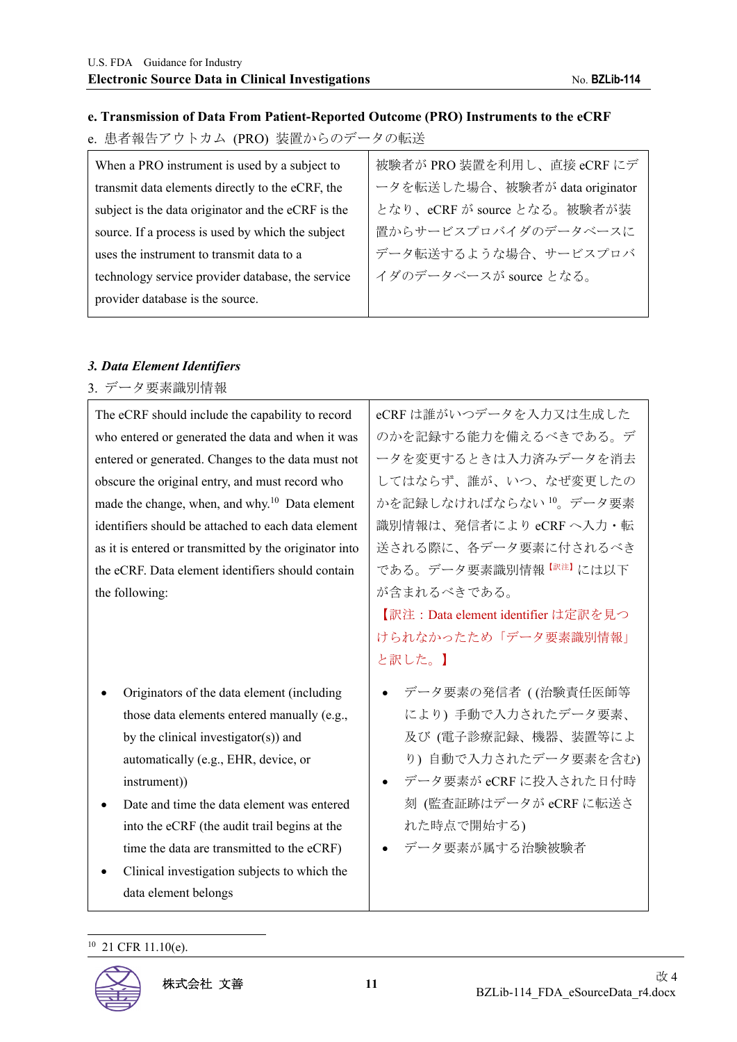**e. Transmission of Data From Patient-Reported Outcome (PRO) Instruments to the eCRF**

e. 患者報告アウトカム (PRO) 装置からのデータの転送

| When a PRO instrument is used by a subject to transmit data elements directly to the eCRF, the subject is the data originator and the eCRF is the source. If a process is used by which the subject uses the instrument to transmit data to a technology service provider database, the service provider database is the source. | 被験者が PRO 装置を利用し、直接 eCRF にデータを転送した場合、被験者が data originator となり、eCRF が source となる。被験者が装置からサービスプロバイダのデータベースにデータ転送するような場合、サービスプロバイダのデータベースが source となる。 |
|---|---|

***3. Data Element Identifiers***

3. データ要素識別情報

| The eCRF should include the capability to record who entered or generated the data and when it was entered or generated. Changes to the data must not obscure the original entry, and must record who made the change, when, and why.[10] Data element identifiers should be attached to each data element as it is entered or transmitted by the originator into the eCRF. Data element identifiers should contain the following: | eCRF は誰がいつデータを入力又は生成したのかを記録する能力を備えるべきである。データを変更するときは入力済みデータを消去してはならず、誰が、いつ、なぜ変更したのかを記録しなければならない[10]。データ要素識別情報は、発信者により eCRF へ入力・転送される際に、各データ要素に付されるべきである。データ要素識別情報【訳注】には以下が含まれるべきである。<br>【訳注：Data element identifier は定訳を見つけられなかったため「データ要素識別情報」と訳した。】 |
|---|---|
| • Originators of the data element (including those data elements entered manually (e.g., by the clinical investigator(s)) and automatically (e.g., EHR, device, or instrument))<br>• Date and time the data element was entered into the eCRF (the audit trail begins at the time the data are transmitted to the eCRF)<br>• Clinical investigation subjects to which the data element belongs | • データ要素の発信者 ( (治験責任医師等により) 手動で入力されたデータ要素、及び (電子診療記録、機器、装置等により) 自動で入力されたデータ要素を含む)<br>• データ要素が eCRF に投入された日付時刻 (監査証跡はデータが eCRF に転送された時点で開始する)<br>• データ要素が属する治験被験者 |

[10] 21 CFR 11.10(e).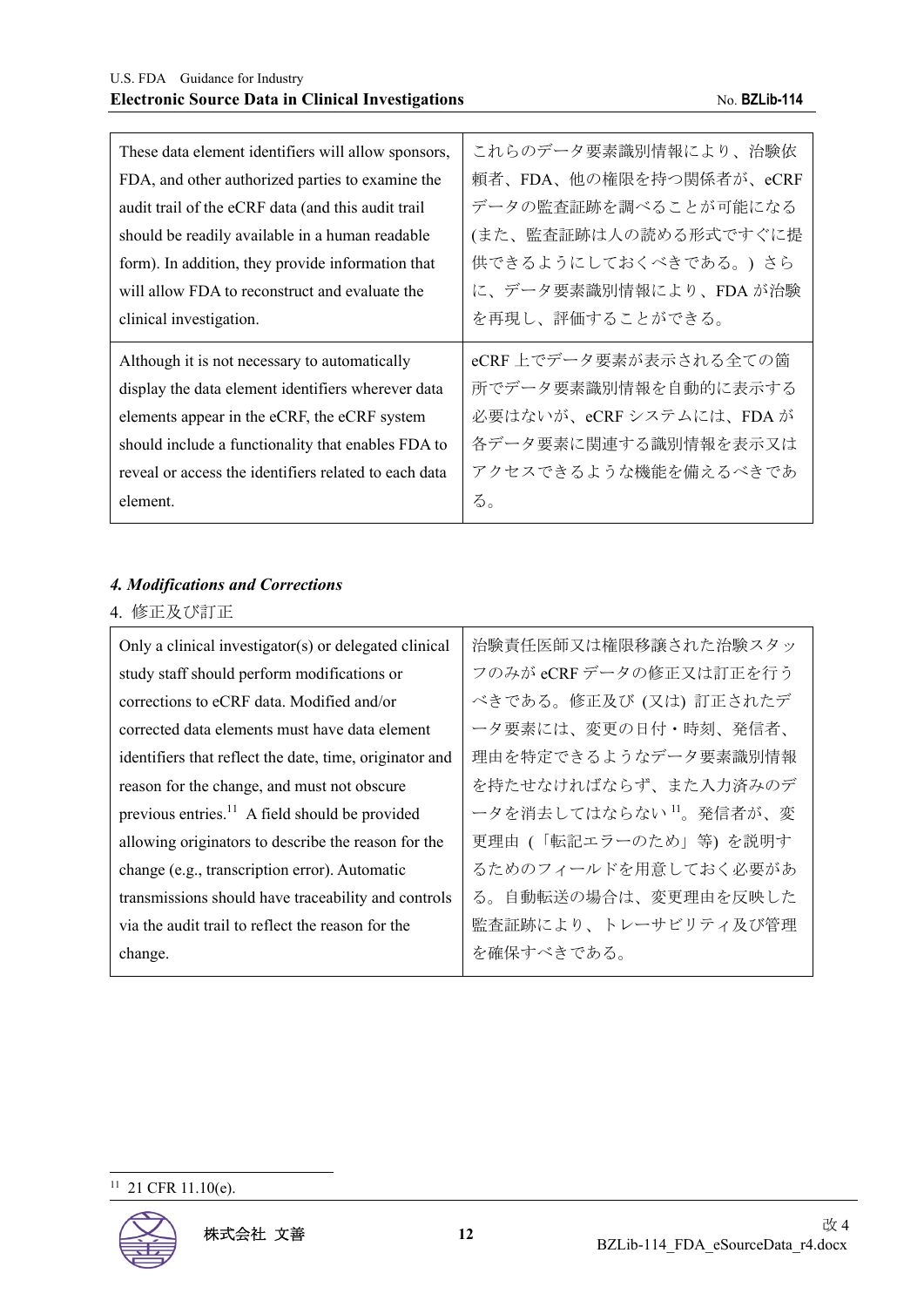| These data element identifiers will allow sponsors, FDA, and other authorized parties to examine the audit trail of the eCRF data (and this audit trail should be readily available in a human readable form). In addition, they provide information that will allow FDA to reconstruct and evaluate the clinical investigation. | これらのデータ要素識別情報により、治験依頼者、FDA、他の権限を持つ関係者が、eCRFデータの監査証跡を調べることが可能になる(また、監査証跡は人の読める形式ですぐに提供できるようにしておくべきである。) さらに、データ要素識別情報により、FDAが治験を再現し、評価することができる。 |
|---|---|
| Although it is not necessary to automatically display the data element identifiers wherever data elements appear in the eCRF, the eCRF system should include a functionality that enables FDA to reveal or access the identifiers related to each data element. | eCRF上でデータ要素が表示される全ての箇所でデータ要素識別情報を自動的に表示する必要はないが、eCRFシステムには、FDAが各データ要素に関連する識別情報を表示又はアクセスできるような機能を備えるべきである。 |

### *4. Modifications and Corrections*

4. 修正及び訂正

| Only a clinical investigator(s) or delegated clinical study staff should perform modifications or corrections to eCRF data. Modified and/or corrected data elements must have data element identifiers that reflect the date, time, originator and reason for the change, and must not obscure previous entries.[11] A field should be provided allowing originators to describe the reason for the change (e.g., transcription error). Automatic transmissions should have traceability and controls via the audit trail to reflect the reason for the change. | 治験責任医師又は権限移譲された治験スタッフのみがeCRFデータの修正又は訂正を行うべきである。修正及び (又は) 訂正されたデータ要素には、変更の日付・時刻、発信者、理由を特定できるようなデータ要素識別情報を持たせなければならず、また入力済みのデータを消去してはならない[11]。発信者が、変更理由 (「転記エラーのため」等) を説明するためのフィールドを用意しておく必要がある。自動転送の場合は、変更理由を反映した監査証跡により、トレーサビリティ及び管理を確保すべきである。 |
|---|---|

[11] 21 CFR 11.10(e).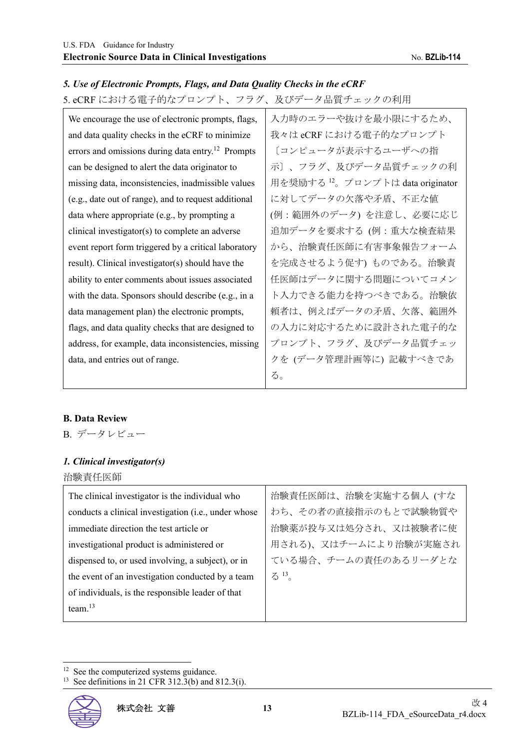### *5. Use of Electronic Prompts, Flags, and Data Quality Checks in the eCRF*

5. eCRF における電子的なプロンプト、フラグ、及びデータ品質チェックの利用

| We encourage the use of electronic prompts, flags, and data quality checks in the eCRF to minimize errors and omissions during data entry.[12] Prompts can be designed to alert the data originator to missing data, inconsistencies, inadmissible values (e.g., date out of range), and to request additional data where appropriate (e.g., by prompting a clinical investigator(s) to complete an adverse event report form triggered by a critical laboratory result). Clinical investigator(s) should have the ability to enter comments about issues associated with the data. Sponsors should describe (e.g., in a data management plan) the electronic prompts, flags, and data quality checks that are designed to address, for example, data inconsistencies, missing data, and entries out of range. | 入力時のエラーや抜けを最小限にするため、我々は eCRF における電子的なプロンプト〔コンピュータが表示するユーザへの指示〕、フラグ、及びデータ品質チェックの利用を奨励する [12]。プロンプトは data originator に対してデータの欠落や矛盾、不正な値 (例：範囲外のデータ) を注意し、必要に応じ追加データを要求する (例：重大な検査結果から、治験責任医師に有害事象報告フォームを完成させるよう促す) ものである。治験責任医師はデータに関する問題についてコメント入力できる能力を持つべきである。治験依頼者は、例えばデータの矛盾、欠落、範囲外の入力に対応するために設計された電子的なプロンプト、フラグ、及びデータ品質チェックを (データ管理計画等に) 記載すべきである。 |
|---|---|

### B. Data Review

B. データレビュー

### *1. Clinical investigator(s)*

治験責任医師

| The clinical investigator is the individual who conducts a clinical investigation (i.e., under whose immediate direction the test article or investigational product is administered or dispensed to, or used involving, a subject), or in the event of an investigation conducted by a team of individuals, is the responsible leader of that team.[13] | 治験責任医師は、治験を実施する個人 (すなわち、その者の直接指示のもとで試験物質や治験薬が投与又は処分され、又は被験者に使用される)、又はチームにより治験が実施されている場合、チームの責任のあるリーダとなる [13]。 |
|---|---|

[12] See the computerized systems guidance.
[13] See definitions in 21 CFR 312.3(b) and 812.3(i).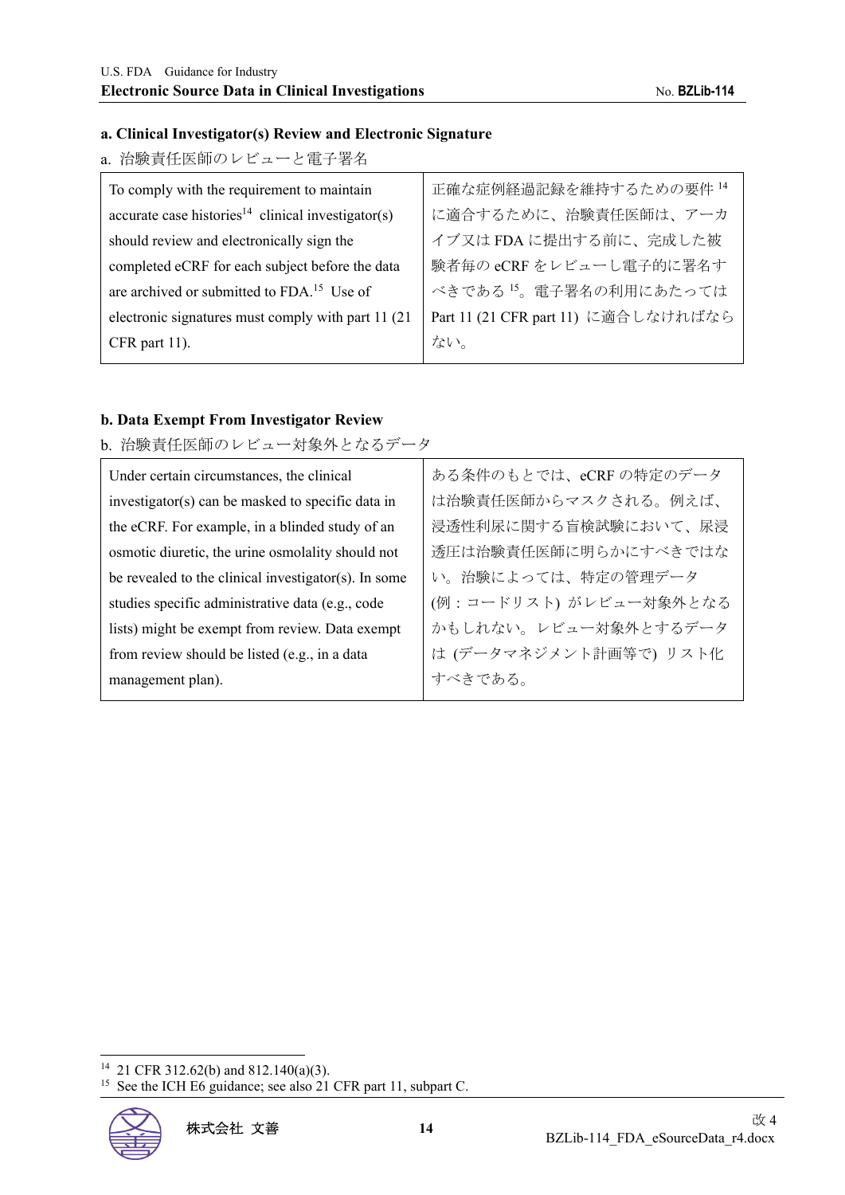**a. Clinical Investigator(s) Review and Electronic Signature**

a. 治験責任医師のレビューと電子署名

| To comply with the requirement to maintain accurate case histories[14] clinical investigator(s) should review and electronically sign the completed eCRF for each subject before the data are archived or submitted to FDA.[15] Use of electronic signatures must comply with part 11 (21 CFR part 11). | 正確な症例経過記録を維持するための要件[14]に適合するために、治験責任医師は、アーカイブ又は FDA に提出する前に、完成した被験者毎の eCRF をレビューし電子的に署名すべきである[15]。電子署名の利用にあたっては Part 11 (21 CFR part 11) に適合しなければならない。 |
|---|---|

**b. Data Exempt From Investigator Review**

b. 治験責任医師のレビュー対象外となるデータ

| Under certain circumstances, the clinical investigator(s) can be masked to specific data in the eCRF. For example, in a blinded study of an osmotic diuretic, the urine osmolality should not be revealed to the clinical investigator(s). In some studies specific administrative data (e.g., code lists) might be exempt from review. Data exempt from review should be listed (e.g., in a data management plan). | ある条件のもとでは、eCRF の特定のデータは治験責任医師からマスクされる。例えば、浸透性利尿に関する盲検試験において、尿浸透圧は治験責任医師に明らかにすべきではない。治験によっては、特定の管理データ (例：コードリスト) がレビュー対象外となるかもしれない。レビュー対象外とするデータは (データマネジメント計画等で) リスト化すべきである。 |
|---|---|

[14] 21 CFR 312.62(b) and 812.140(a)(3).

[15] See the ICH E6 guidance; see also 21 CFR part 11, subpart C.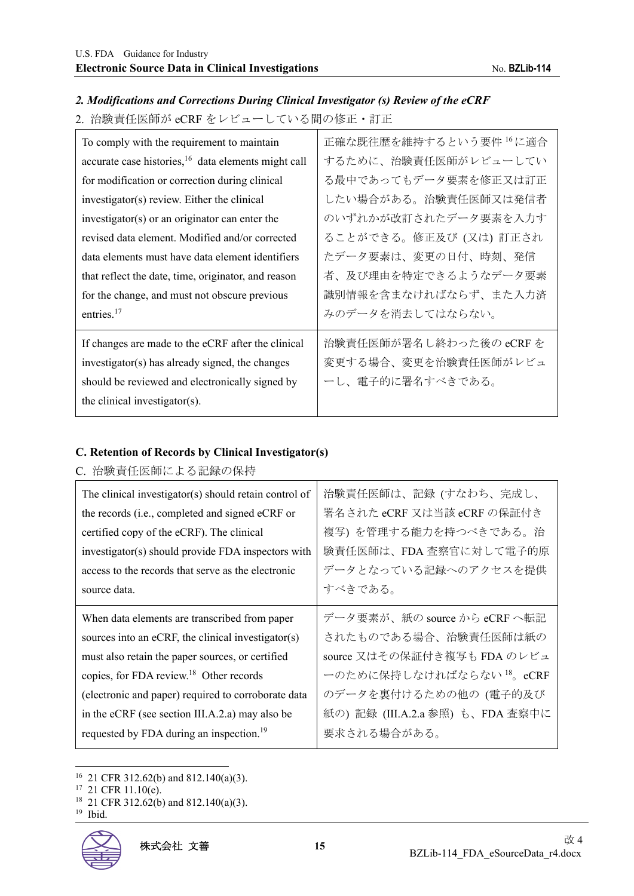### *2. Modifications and Corrections During Clinical Investigator (s) Review of the eCRF*

2. 治験責任医師が eCRF をレビューしている間の修正・訂正

| | |
|---|---|
| To comply with the requirement to maintain accurate case histories,[16] data elements might call for modification or correction during clinical investigator(s) review. Either the clinical investigator(s) or an originator can enter the revised data element. Modified and/or corrected data elements must have data element identifiers that reflect the date, time, originator, and reason for the change, and must not obscure previous entries.[17] | 正確な既往歴を維持するという要件[16]に適合するために、治験責任医師がレビューしている最中であってもデータ要素を修正又は訂正したい場合がある。治験責任医師又は発信者のいずれかが改訂されたデータ要素を入力することができる。修正及び (又は) 訂正されたデータ要素は、変更の日付、時刻、発信者、及び理由を特定できるようなデータ要素識別情報を含まなければならず、また入力済みのデータを消去してはならない。 |
| If changes are made to the eCRF after the clinical investigator(s) has already signed, the changes should be reviewed and electronically signed by the clinical investigator(s). | 治験責任医師が署名し終わった後の eCRF を変更する場合、変更を治験責任医師がレビューし、電子的に署名すべきである。 |

### C. Retention of Records by Clinical Investigator(s)

C. 治験責任医師による記録の保持

| | |
|---|---|
| The clinical investigator(s) should retain control of the records (i.e., completed and signed eCRF or certified copy of the eCRF). The clinical investigator(s) should provide FDA inspectors with access to the records that serve as the electronic source data. | 治験責任医師は、記録 (すなわち、完成し、署名された eCRF 又は当該 eCRF の保証付き複写) を管理する能力を持つべきである。治験責任医師は、FDA 査察官に対して電子的原データとなっている記録へのアクセスを提供すべきである。 |
| When data elements are transcribed from paper sources into an eCRF, the clinical investigator(s) must also retain the paper sources, or certified copies, for FDA review.[18] Other records (electronic and paper) required to corroborate data in the eCRF (see section III.A.2.a) may also be requested by FDA during an inspection.[19] | データ要素が、紙の source から eCRF へ転記されたものである場合、治験責任医師は紙の source 又はその保証付き複写も FDA のレビューのために保持しなければならない[18]。eCRF のデータを裏付けるための他の (電子的及び紙の) 記録 (III.A.2.a 参照) も、FDA 査察中に要求される場合がある。 |

[16] 21 CFR 312.62(b) and 812.140(a)(3).
[17] 21 CFR 11.10(e).
[18] 21 CFR 312.62(b) and 812.140(a)(3).
[19] Ibid.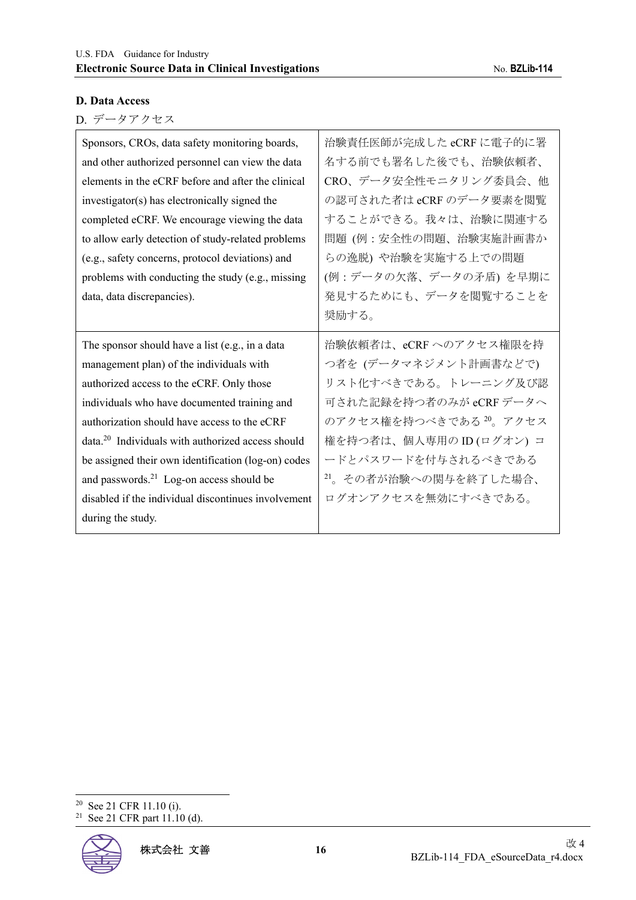### D. Data Access

D. データアクセス

| Sponsors, CROs, data safety monitoring boards, and other authorized personnel can view the data elements in the eCRF before and after the clinical investigator(s) has electronically signed the completed eCRF. We encourage viewing the data to allow early detection of study-related problems (e.g., safety concerns, protocol deviations) and problems with conducting the study (e.g., missing data, data discrepancies). | 治験責任医師が完成した eCRF に電子的に署名する前でも署名した後でも、治験依頼者、CRO、データ安全性モニタリング委員会、他の認可された者は eCRF のデータ要素を閲覧することができる。我々は、治験に関連する問題 (例：安全性の問題、治験実施計画書からの逸脱) や治験を実施する上での問題 (例：データの欠落、データの矛盾) を早期に発見するためにも、データを閲覧することを奨励する。 |
|---|---|
| The sponsor should have a list (e.g., in a data management plan) of the individuals with authorized access to the eCRF. Only those individuals who have documented training and authorization should have access to the eCRF data.[20] Individuals with authorized access should be assigned their own identification (log-on) codes and passwords.[21] Log-on access should be disabled if the individual discontinues involvement during the study. | 治験依頼者は、eCRF へのアクセス権限を持つ者を (データマネジメント計画書などで) リスト化すべきである。トレーニング及び認可された記録を持つ者のみが eCRF データへのアクセス権を持つべきである [20]。アクセス権を持つ者は、個人専用の ID (ログオン) コードとパスワードを付与されるべきである [21]。その者が治験への関与を終了した場合、ログオンアクセスを無効にすべきである。 |

[20] See 21 CFR 11.10 (i).

[21] See 21 CFR part 11.10 (d).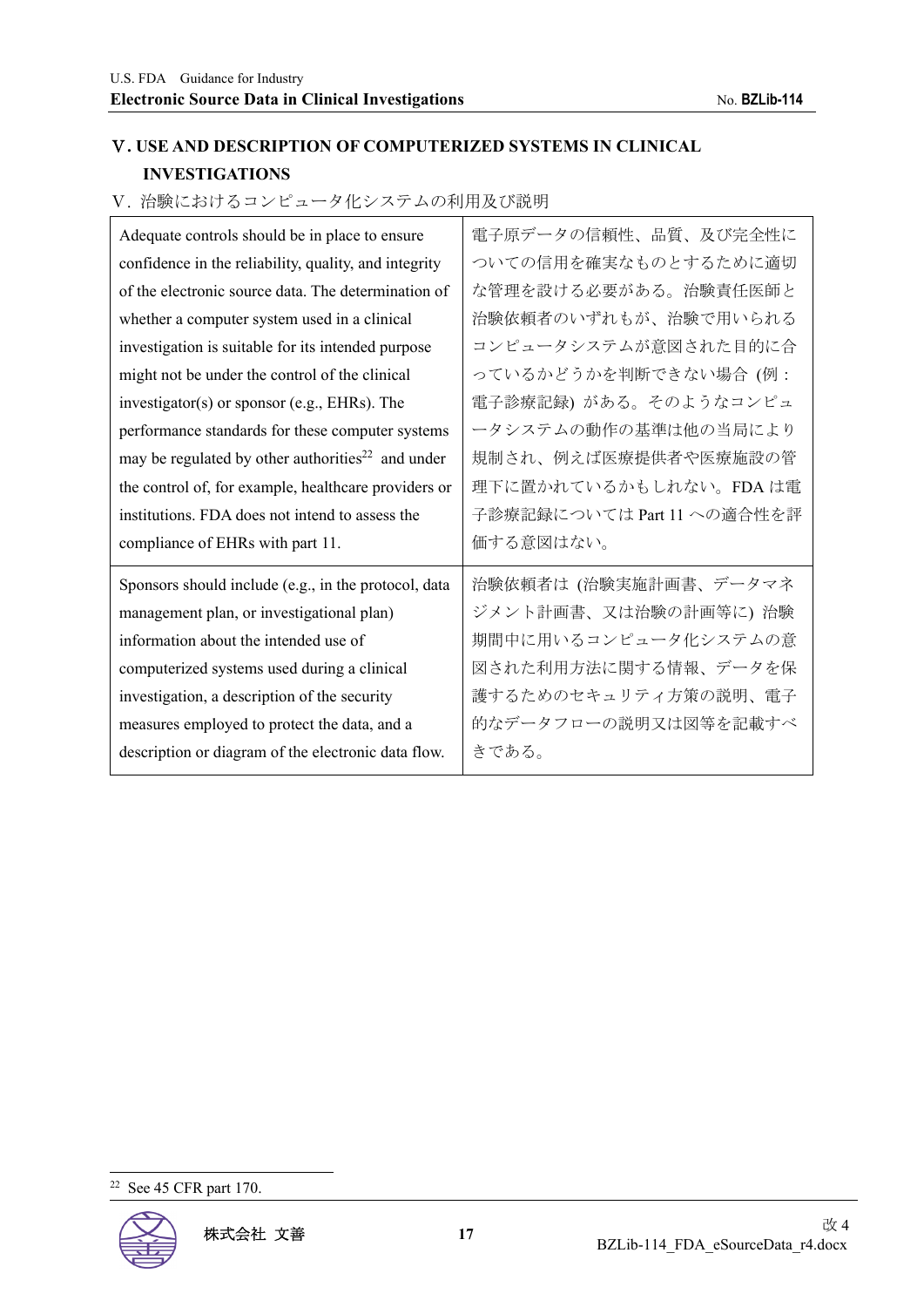## V. USE AND DESCRIPTION OF COMPUTERIZED SYSTEMS IN CLINICAL INVESTIGATIONS

Ⅴ. 治験におけるコンピュータ化システムの利用及び説明

| | |
|---|---|
| Adequate controls should be in place to ensure confidence in the reliability, quality, and integrity of the electronic source data. The determination of whether a computer system used in a clinical investigation is suitable for its intended purpose might not be under the control of the clinical investigator(s) or sponsor (e.g., EHRs). The performance standards for these computer systems may be regulated by other authorities[22] and under the control of, for example, healthcare providers or institutions. FDA does not intend to assess the compliance of EHRs with part 11. | 電子原データの信頼性、品質、及び完全性についての信用を確実なものとするために適切な管理を設ける必要がある。治験責任医師と治験依頼者のいずれもが、治験で用いられるコンピュータシステムが意図された目的に合っているかどうかを判断できない場合 (例：電子診療記録) がある。そのようなコンピュータシステムの動作の基準は他の当局により規制され、例えば医療提供者や医療施設の管理下に置かれているかもしれない。FDA は電子診療記録については Part 11 への適合性を評価する意図はない。 |
| Sponsors should include (e.g., in the protocol, data management plan, or investigational plan) information about the intended use of computerized systems used during a clinical investigation, a description of the security measures employed to protect the data, and a description or diagram of the electronic data flow. | 治験依頼者は (治験実施計画書、データマネジメント計画書、又は治験の計画等に) 治験期間中に用いるコンピュータ化システムの意図された利用方法に関する情報、データを保護するためのセキュリティ方策の説明、電子的なデータフローの説明又は図等を記載すべきである。 |

[22] See 45 CFR part 170.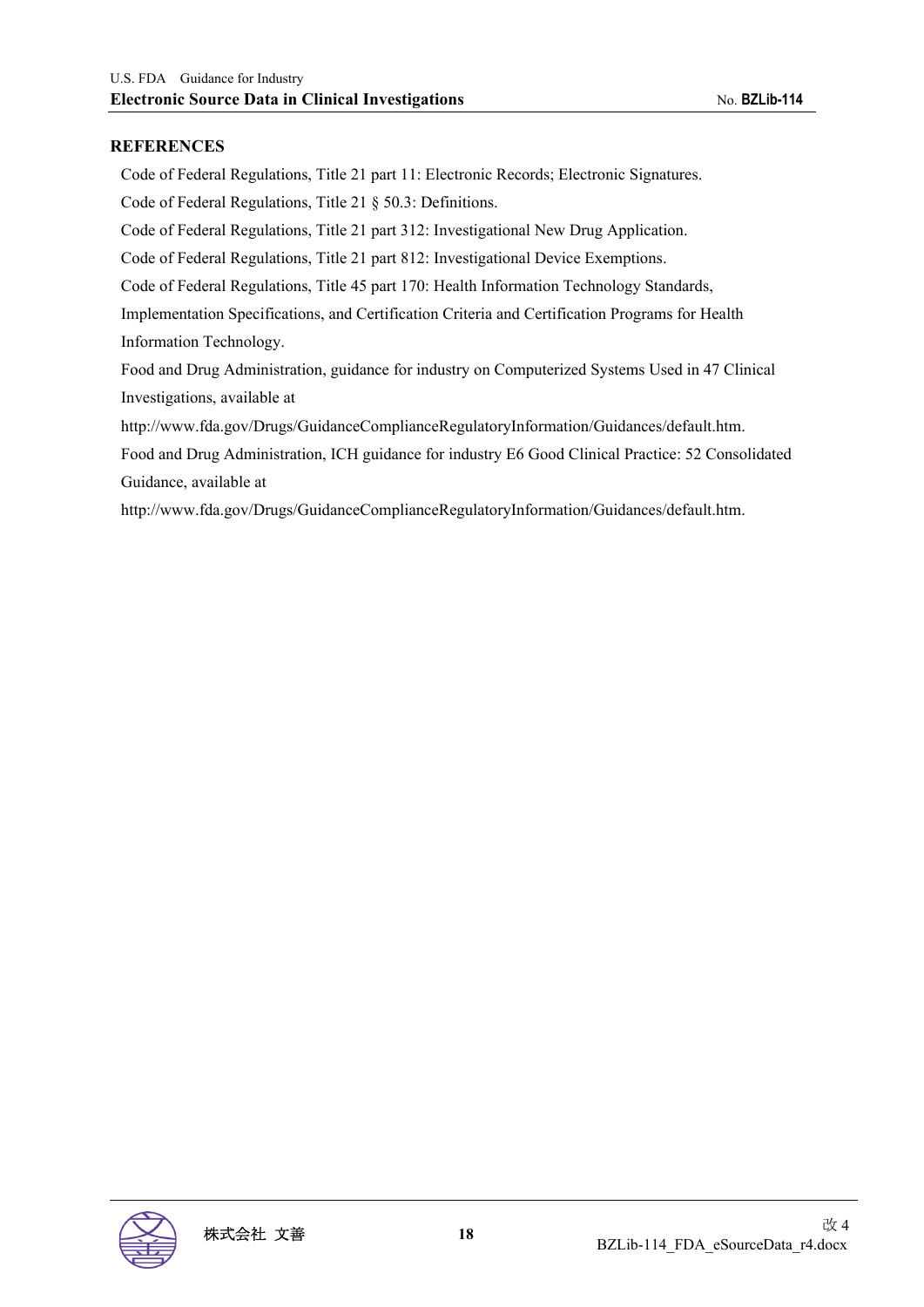## REFERENCES

Code of Federal Regulations, Title 21 part 11: Electronic Records; Electronic Signatures.

Code of Federal Regulations, Title 21 § 50.3: Definitions.

Code of Federal Regulations, Title 21 part 312: Investigational New Drug Application.

Code of Federal Regulations, Title 21 part 812: Investigational Device Exemptions.

Code of Federal Regulations, Title 45 part 170: Health Information Technology Standards, Implementation Specifications, and Certification Criteria and Certification Programs for Health Information Technology.

Food and Drug Administration, guidance for industry on Computerized Systems Used in 47 Clinical Investigations, available at http://www.fda.gov/Drugs/GuidanceComplianceRegulatoryInformation/Guidances/default.htm.

Food and Drug Administration, ICH guidance for industry E6 Good Clinical Practice: 52 Consolidated Guidance, available at http://www.fda.gov/Drugs/GuidanceComplianceRegulatoryInformation/Guidances/default.htm.